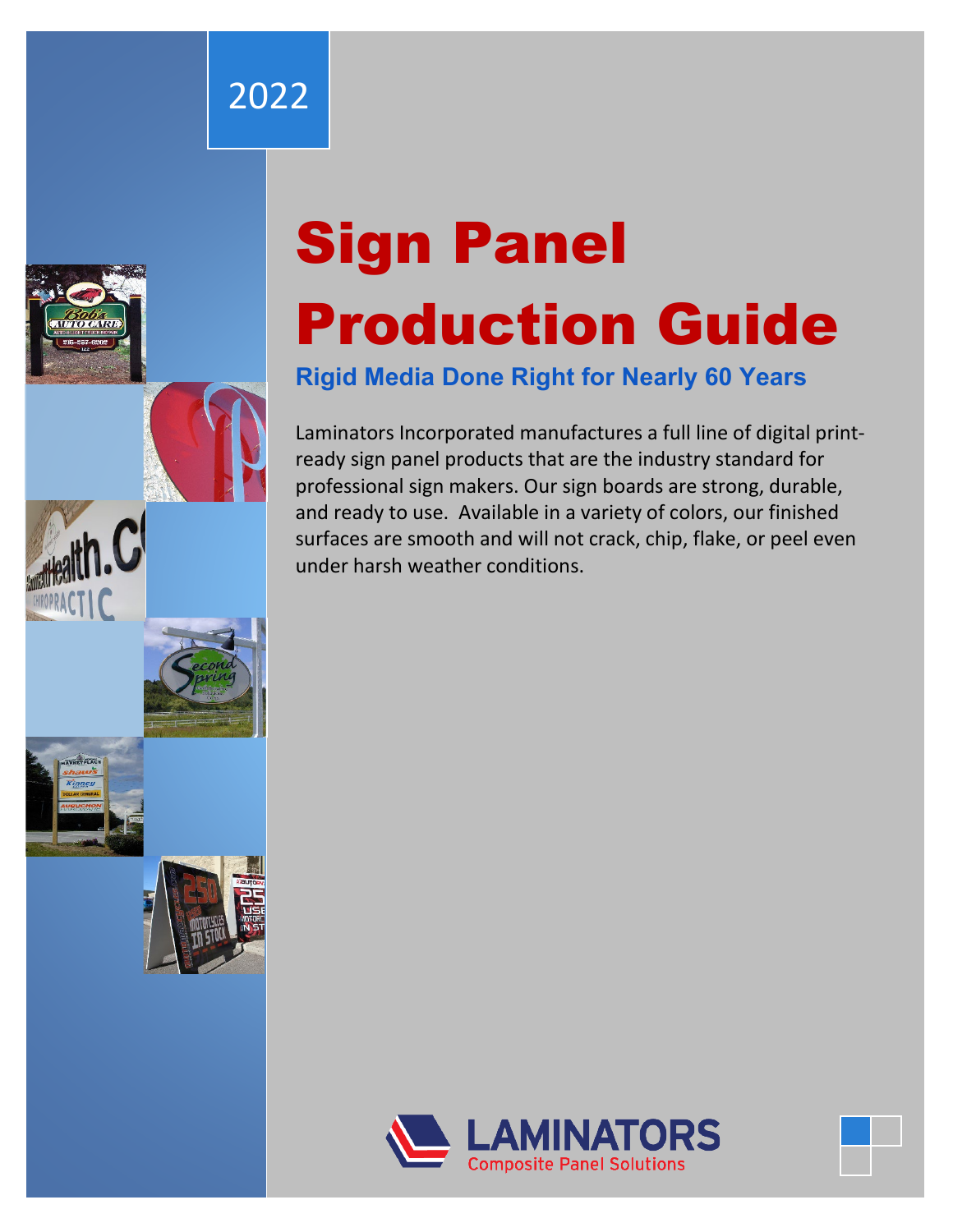2022

# Sign Panel Production Guide

### Rigid Media Done Right for Nearly 60 Years

Laminators Incorporated manufactures a full line of digital print-ready sign panel products that are the industry standard for professional sign makers. Our sign boards are strong, durable, and ready to use. Available in a variety of colors, our finished surfaces are smooth and will not crack, chip, flake, or peel even under harsh weather conditions.

LAMINATORS
Composite Panel Solutions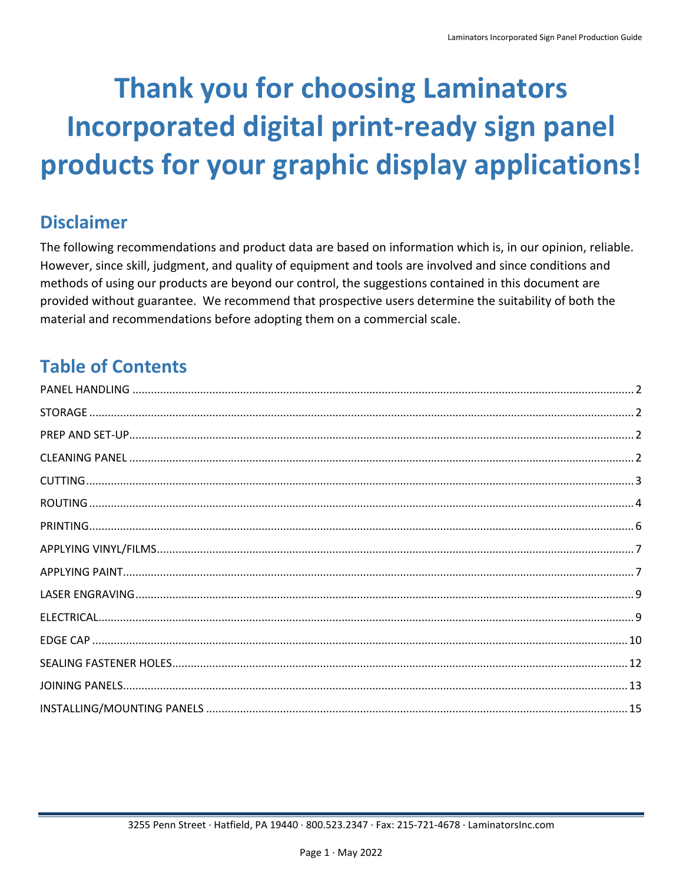# Thank you for choosing Laminators Incorporated digital print-ready sign panel products for your graphic display applications!

## Disclaimer

The following recommendations and product data are based on information which is, in our opinion, reliable. However, since skill, judgment, and quality of equipment and tools are involved and since conditions and methods of using our products are beyond our control, the suggestions contained in this document are provided without guarantee. We recommend that prospective users determine the suitability of both the material and recommendations before adopting them on a commercial scale.

## Table of Contents

PANEL HANDLING ........ 2
STORAGE ........ 2
PREP AND SET-UP ........ 2
CLEANING PANEL ........ 2
CUTTING ........ 3
ROUTING ........ 4
PRINTING ........ 6
APPLYING VINYL/FILMS ........ 7
APPLYING PAINT ........ 7
LASER ENGRAVING ........ 9
ELECTRICAL ........ 9
EDGE CAP ........ 10
SEALING FASTENER HOLES ........ 12
JOINING PANELS ........ 13
INSTALLING/MOUNTING PANELS ........ 15

3255 Penn Street · Hatfield, PA 19440 · 800.523.2347 · Fax: 215-721-4678 · LaminatorsInc.com

May 2022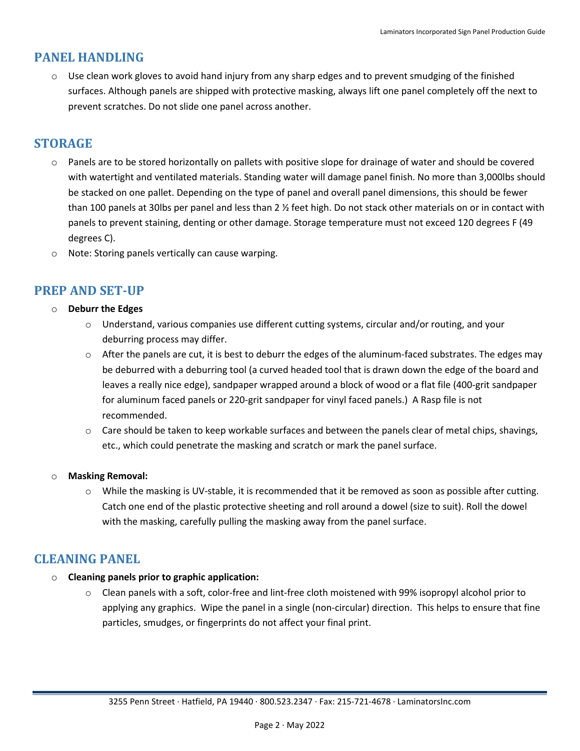## PANEL HANDLING

- Use clean work gloves to avoid hand injury from any sharp edges and to prevent smudging of the finished surfaces. Although panels are shipped with protective masking, always lift one panel completely off the next to prevent scratches. Do not slide one panel across another.

## STORAGE

- Panels are to be stored horizontally on pallets with positive slope for drainage of water and should be covered with watertight and ventilated materials. Standing water will damage panel finish. No more than 3,000lbs should be stacked on one pallet. Depending on the type of panel and overall panel dimensions, this should be fewer than 100 panels at 30lbs per panel and less than 2 ½ feet high. Do not stack other materials on or in contact with panels to prevent staining, denting or other damage. Storage temperature must not exceed 120 degrees F (49 degrees C).
- Note: Storing panels vertically can cause warping.

## PREP AND SET-UP

- **Deburr the Edges**
  - Understand, various companies use different cutting systems, circular and/or routing, and your deburring process may differ.
  - After the panels are cut, it is best to deburr the edges of the aluminum-faced substrates. The edges may be deburred with a deburring tool (a curved headed tool that is drawn down the edge of the board and leaves a really nice edge), sandpaper wrapped around a block of wood or a flat file (400-grit sandpaper for aluminum faced panels or 220-grit sandpaper for vinyl faced panels.) A Rasp file is not recommended.
  - Care should be taken to keep workable surfaces and between the panels clear of metal chips, shavings, etc., which could penetrate the masking and scratch or mark the panel surface.

- **Masking Removal:**
  - While the masking is UV-stable, it is recommended that it be removed as soon as possible after cutting. Catch one end of the plastic protective sheeting and roll around a dowel (size to suit). Roll the dowel with the masking, carefully pulling the masking away from the panel surface.

## CLEANING PANEL

- **Cleaning panels prior to graphic application:**
  - Clean panels with a soft, color-free and lint-free cloth moistened with 99% isopropyl alcohol prior to applying any graphics. Wipe the panel in a single (non-circular) direction. This helps to ensure that fine particles, smudges, or fingerprints do not affect your final print.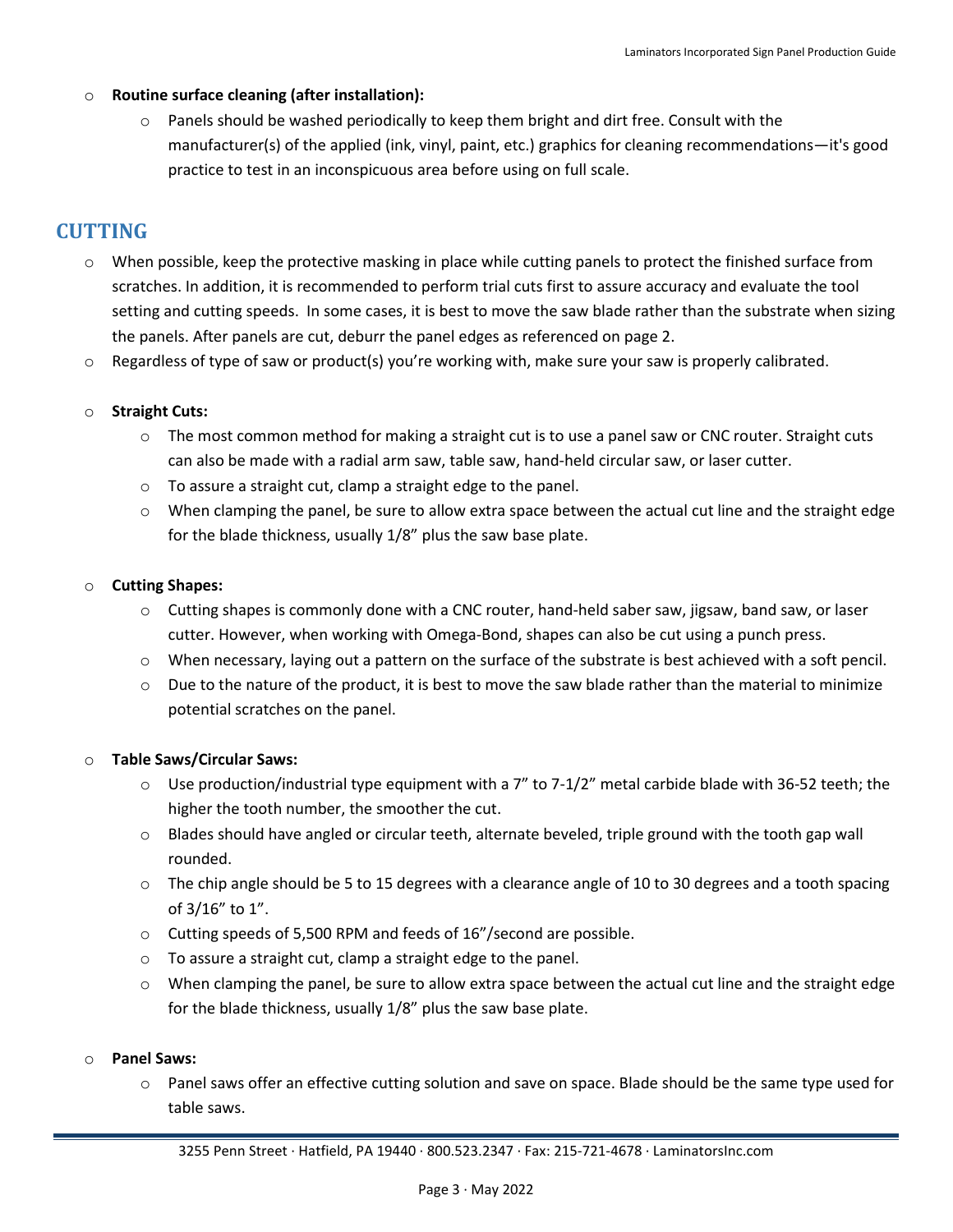- **Routine surface cleaning (after installation):**
  - Panels should be washed periodically to keep them bright and dirt free. Consult with the manufacturer(s) of the applied (ink, vinyl, paint, etc.) graphics for cleaning recommendations—it's good practice to test in an inconspicuous area before using on full scale.

## CUTTING

- When possible, keep the protective masking in place while cutting panels to protect the finished surface from scratches. In addition, it is recommended to perform trial cuts first to assure accuracy and evaluate the tool setting and cutting speeds. In some cases, it is best to move the saw blade rather than the substrate when sizing the panels. After panels are cut, deburr the panel edges as referenced on page 2.
- Regardless of type of saw or product(s) you're working with, make sure your saw is properly calibrated.

- **Straight Cuts:**
  - The most common method for making a straight cut is to use a panel saw or CNC router. Straight cuts can also be made with a radial arm saw, table saw, hand-held circular saw, or laser cutter.
  - To assure a straight cut, clamp a straight edge to the panel.
  - When clamping the panel, be sure to allow extra space between the actual cut line and the straight edge for the blade thickness, usually 1/8" plus the saw base plate.

- **Cutting Shapes:**
  - Cutting shapes is commonly done with a CNC router, hand-held saber saw, jigsaw, band saw, or laser cutter. However, when working with Omega-Bond, shapes can also be cut using a punch press.
  - When necessary, laying out a pattern on the surface of the substrate is best achieved with a soft pencil.
  - Due to the nature of the product, it is best to move the saw blade rather than the material to minimize potential scratches on the panel.

- **Table Saws/Circular Saws:**
  - Use production/industrial type equipment with a 7" to 7-1/2" metal carbide blade with 36-52 teeth; the higher the tooth number, the smoother the cut.
  - Blades should have angled or circular teeth, alternate beveled, triple ground with the tooth gap wall rounded.
  - The chip angle should be 5 to 15 degrees with a clearance angle of 10 to 30 degrees and a tooth spacing of 3/16" to 1".
  - Cutting speeds of 5,500 RPM and feeds of 16"/second are possible.
  - To assure a straight cut, clamp a straight edge to the panel.
  - When clamping the panel, be sure to allow extra space between the actual cut line and the straight edge for the blade thickness, usually 1/8" plus the saw base plate.

- **Panel Saws:**
  - Panel saws offer an effective cutting solution and save on space. Blade should be the same type used for table saws.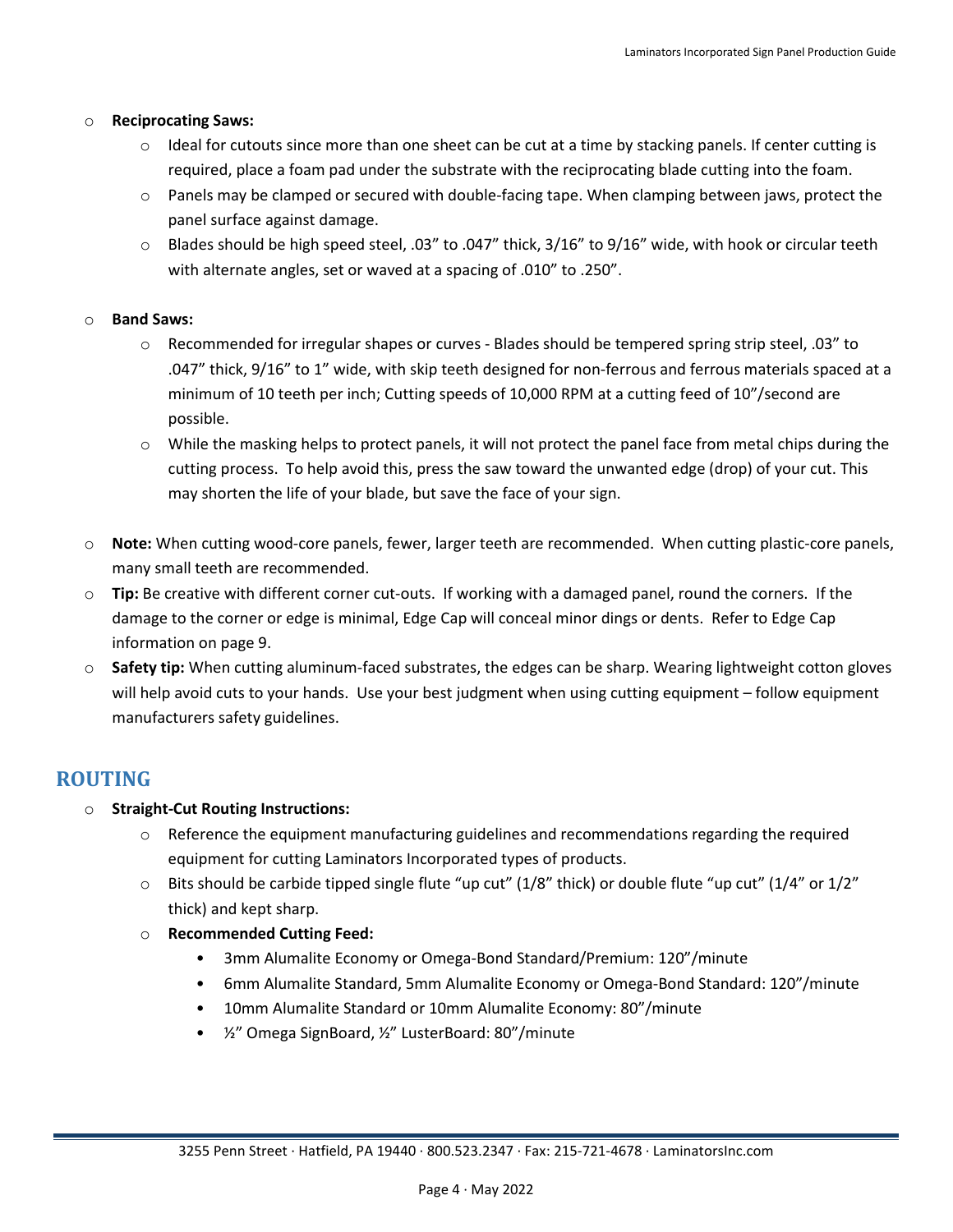- **Reciprocating Saws:**
  - Ideal for cutouts since more than one sheet can be cut at a time by stacking panels. If center cutting is required, place a foam pad under the substrate with the reciprocating blade cutting into the foam.
  - Panels may be clamped or secured with double-facing tape. When clamping between jaws, protect the panel surface against damage.
  - Blades should be high speed steel, .03" to .047" thick, 3/16" to 9/16" wide, with hook or circular teeth with alternate angles, set or waved at a spacing of .010" to .250".

- **Band Saws:**
  - Recommended for irregular shapes or curves - Blades should be tempered spring strip steel, .03" to .047" thick, 9/16" to 1" wide, with skip teeth designed for non-ferrous and ferrous materials spaced at a minimum of 10 teeth per inch; Cutting speeds of 10,000 RPM at a cutting feed of 10"/second are possible.
  - While the masking helps to protect panels, it will not protect the panel face from metal chips during the cutting process. To help avoid this, press the saw toward the unwanted edge (drop) of your cut. This may shorten the life of your blade, but save the face of your sign.

- **Note:** When cutting wood-core panels, fewer, larger teeth are recommended. When cutting plastic-core panels, many small teeth are recommended.
- **Tip:** Be creative with different corner cut-outs. If working with a damaged panel, round the corners. If the damage to the corner or edge is minimal, Edge Cap will conceal minor dings or dents. Refer to Edge Cap information on page 9.
- **Safety tip:** When cutting aluminum-faced substrates, the edges can be sharp. Wearing lightweight cotton gloves will help avoid cuts to your hands. Use your best judgment when using cutting equipment – follow equipment manufacturers safety guidelines.

## ROUTING

- **Straight-Cut Routing Instructions:**
  - Reference the equipment manufacturing guidelines and recommendations regarding the required equipment for cutting Laminators Incorporated types of products.
  - Bits should be carbide tipped single flute "up cut" (1/8" thick) or double flute "up cut" (1/4" or 1/2" thick) and kept sharp.
  - **Recommended Cutting Feed:**
    - 3mm Alumalite Economy or Omega-Bond Standard/Premium: 120"/minute
    - 6mm Alumalite Standard, 5mm Alumalite Economy or Omega-Bond Standard: 120"/minute
    - 10mm Alumalite Standard or 10mm Alumalite Economy: 80"/minute
    - ½" Omega SignBoard, ½" LusterBoard: 80"/minute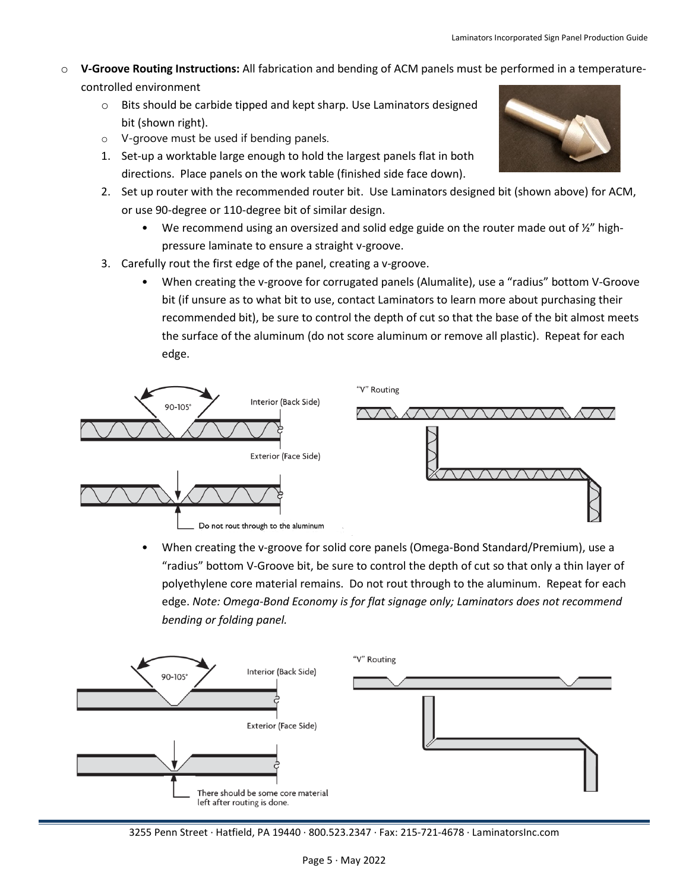- **V-Groove Routing Instructions:** All fabrication and bending of ACM panels must be performed in a temperature-controlled environment
  - Bits should be carbide tipped and kept sharp. Use Laminators designed bit (shown right).
  - V-groove must be used if bending panels.

1. Set-up a worktable large enough to hold the largest panels flat in both directions. Place panels on the work table (finished side face down).
2. Set up router with the recommended router bit. Use Laminators designed bit (shown above) for ACM, or use 90-degree or 110-degree bit of similar design.
   - We recommend using an oversized and solid edge guide on the router made out of ½" high-pressure laminate to ensure a straight v-groove.
3. Carefully rout the first edge of the panel, creating a v-groove.
   - When creating the v-groove for corrugated panels (Alumalite), use a "radius" bottom V-Groove bit (if unsure as to what bit to use, contact Laminators to learn more about purchasing their recommended bit), be sure to control the depth of cut so that the base of the bit almost meets the surface of the aluminum (do not score aluminum or remove all plastic). Repeat for each edge.

90-105°

Interior (Back Side)

Exterior (Face Side)

Do not rout through to the aluminum

"V" Routing

   - When creating the v-groove for solid core panels (Omega-Bond Standard/Premium), use a "radius" bottom V-Groove bit, be sure to control the depth of cut so that only a thin layer of polyethylene core material remains. Do not rout through to the aluminum. Repeat for each edge. *Note: Omega-Bond Economy is for flat signage only; Laminators does not recommend bending or folding panel.*

90-105°

Interior (Back Side)

Exterior (Face Side)

There should be some core material left after routing is done.

"V" Routing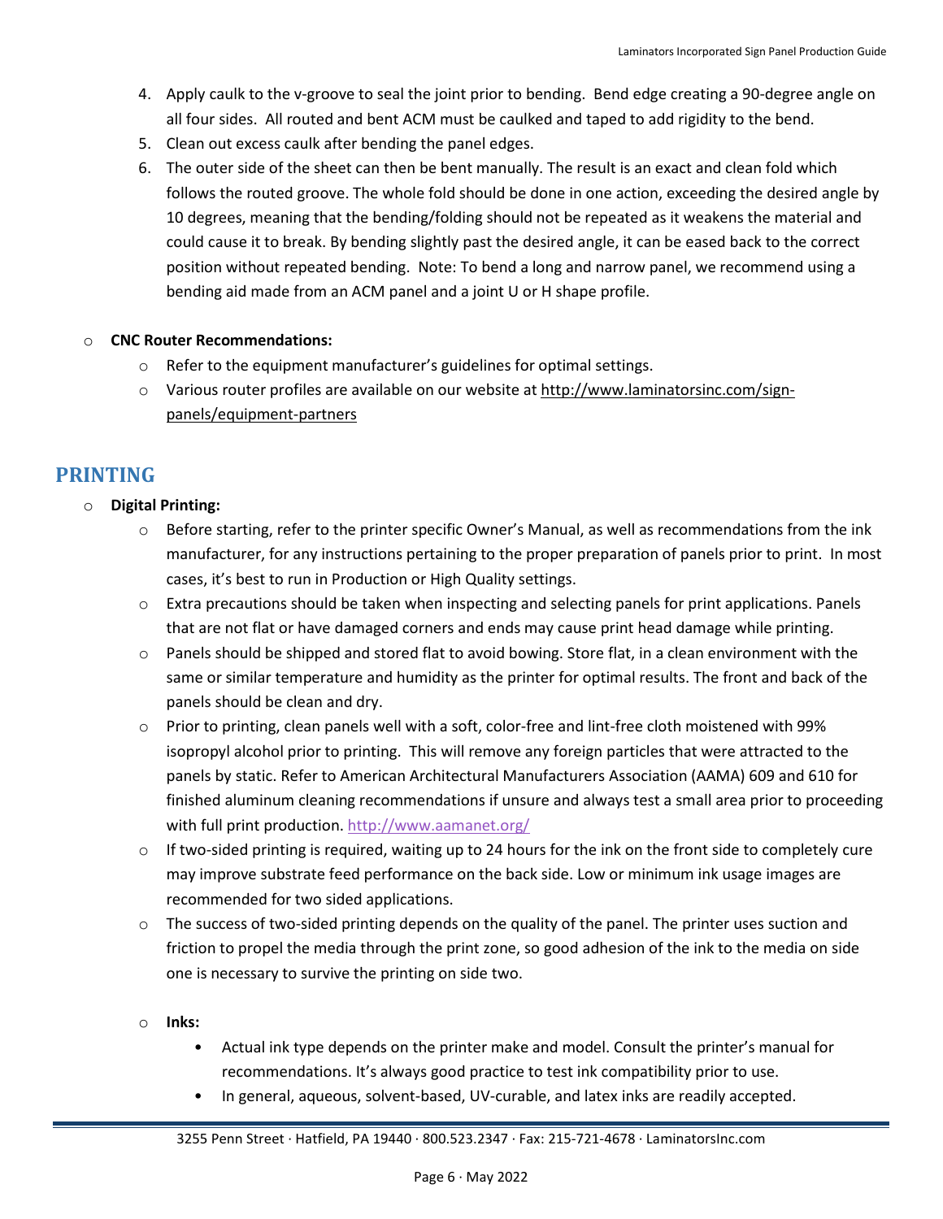4. Apply caulk to the v-groove to seal the joint prior to bending. Bend edge creating a 90-degree angle on all four sides. All routed and bent ACM must be caulked and taped to add rigidity to the bend.
5. Clean out excess caulk after bending the panel edges.
6. The outer side of the sheet can then be bent manually. The result is an exact and clean fold which follows the routed groove. The whole fold should be done in one action, exceeding the desired angle by 10 degrees, meaning that the bending/folding should not be repeated as it weakens the material and could cause it to break. By bending slightly past the desired angle, it can be eased back to the correct position without repeated bending. Note: To bend a long and narrow panel, we recommend using a bending aid made from an ACM panel and a joint U or H shape profile.

- **CNC Router Recommendations:**
  - Refer to the equipment manufacturer's guidelines for optimal settings.
  - Various router profiles are available on our website at http://www.laminatorsinc.com/sign-panels/equipment-partners

## PRINTING

- **Digital Printing:**
  - Before starting, refer to the printer specific Owner's Manual, as well as recommendations from the ink manufacturer, for any instructions pertaining to the proper preparation of panels prior to print. In most cases, it's best to run in Production or High Quality settings.
  - Extra precautions should be taken when inspecting and selecting panels for print applications. Panels that are not flat or have damaged corners and ends may cause print head damage while printing.
  - Panels should be shipped and stored flat to avoid bowing. Store flat, in a clean environment with the same or similar temperature and humidity as the printer for optimal results. The front and back of the panels should be clean and dry.
  - Prior to printing, clean panels well with a soft, color-free and lint-free cloth moistened with 99% isopropyl alcohol prior to printing. This will remove any foreign particles that were attracted to the panels by static. Refer to American Architectural Manufacturers Association (AAMA) 609 and 610 for finished aluminum cleaning recommendations if unsure and always test a small area prior to proceeding with full print production. http://www.aamanet.org/
  - If two-sided printing is required, waiting up to 24 hours for the ink on the front side to completely cure may improve substrate feed performance on the back side. Low or minimum ink usage images are recommended for two sided applications.
  - The success of two-sided printing depends on the quality of the panel. The printer uses suction and friction to propel the media through the print zone, so good adhesion of the ink to the media on side one is necessary to survive the printing on side two.

  - **Inks:**
    - Actual ink type depends on the printer make and model. Consult the printer's manual for recommendations. It's always good practice to test ink compatibility prior to use.
    - In general, aqueous, solvent-based, UV-curable, and latex inks are readily accepted.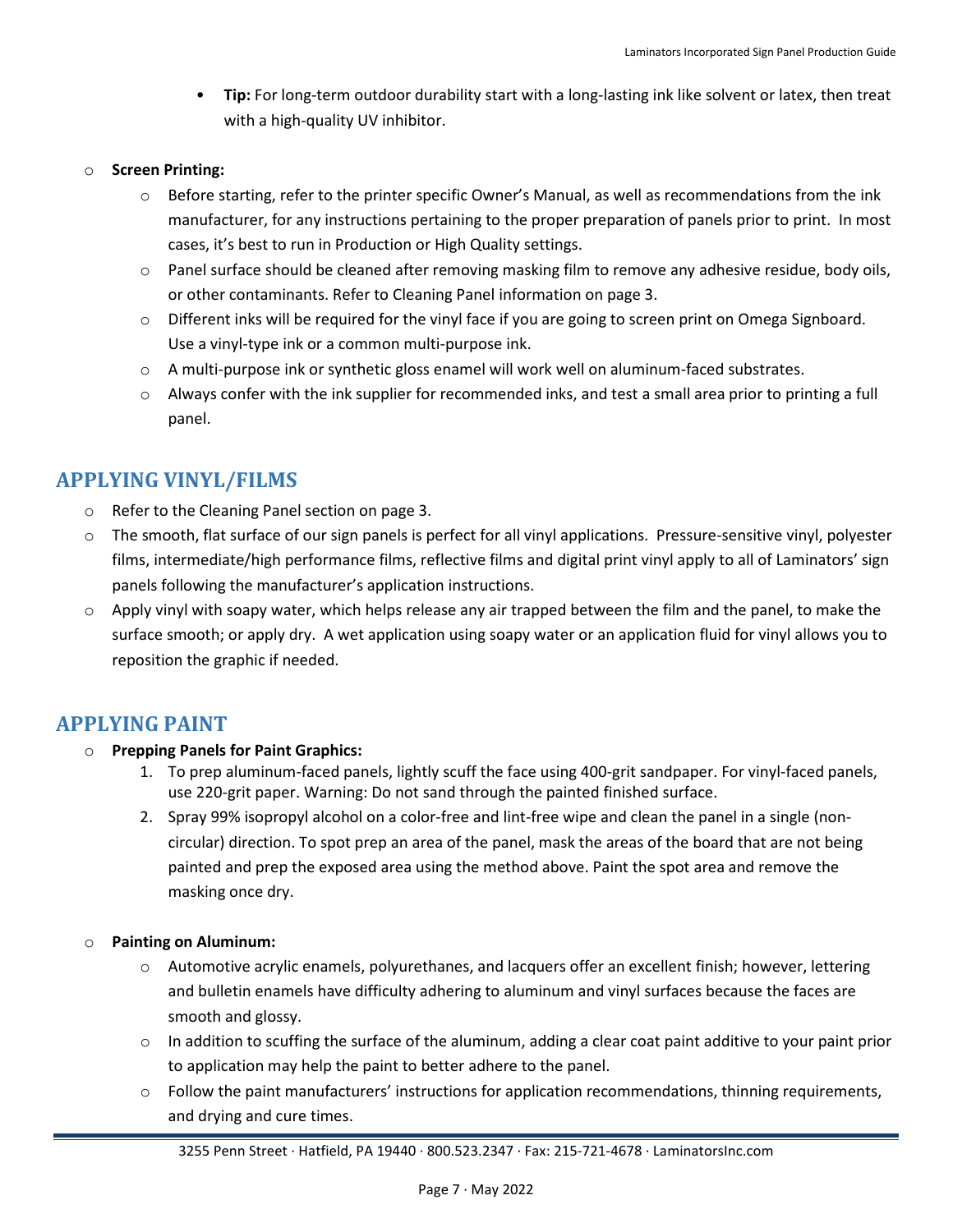- **Tip:** For long-term outdoor durability start with a long-lasting ink like solvent or latex, then treat with a high-quality UV inhibitor.

- **Screen Printing:**
  - Before starting, refer to the printer specific Owner's Manual, as well as recommendations from the ink manufacturer, for any instructions pertaining to the proper preparation of panels prior to print. In most cases, it's best to run in Production or High Quality settings.
  - Panel surface should be cleaned after removing masking film to remove any adhesive residue, body oils, or other contaminants. Refer to Cleaning Panel information on page 3.
  - Different inks will be required for the vinyl face if you are going to screen print on Omega Signboard. Use a vinyl-type ink or a common multi-purpose ink.
  - A multi-purpose ink or synthetic gloss enamel will work well on aluminum-faced substrates.
  - Always confer with the ink supplier for recommended inks, and test a small area prior to printing a full panel.

## APPLYING VINYL/FILMS

- Refer to the Cleaning Panel section on page 3.
- The smooth, flat surface of our sign panels is perfect for all vinyl applications. Pressure-sensitive vinyl, polyester films, intermediate/high performance films, reflective films and digital print vinyl apply to all of Laminators' sign panels following the manufacturer's application instructions.
- Apply vinyl with soapy water, which helps release any air trapped between the film and the panel, to make the surface smooth; or apply dry. A wet application using soapy water or an application fluid for vinyl allows you to reposition the graphic if needed.

## APPLYING PAINT

- **Prepping Panels for Paint Graphics:**
  1. To prep aluminum-faced panels, lightly scuff the face using 400-grit sandpaper. For vinyl-faced panels, use 220-grit paper. Warning: Do not sand through the painted finished surface.
  2. Spray 99% isopropyl alcohol on a color-free and lint-free wipe and clean the panel in a single (non-circular) direction. To spot prep an area of the panel, mask the areas of the board that are not being painted and prep the exposed area using the method above. Paint the spot area and remove the masking once dry.

- **Painting on Aluminum:**
  - Automotive acrylic enamels, polyurethanes, and lacquers offer an excellent finish; however, lettering and bulletin enamels have difficulty adhering to aluminum and vinyl surfaces because the faces are smooth and glossy.
  - In addition to scuffing the surface of the aluminum, adding a clear coat paint additive to your paint prior to application may help the paint to better adhere to the panel.
  - Follow the paint manufacturers' instructions for application recommendations, thinning requirements, and drying and cure times.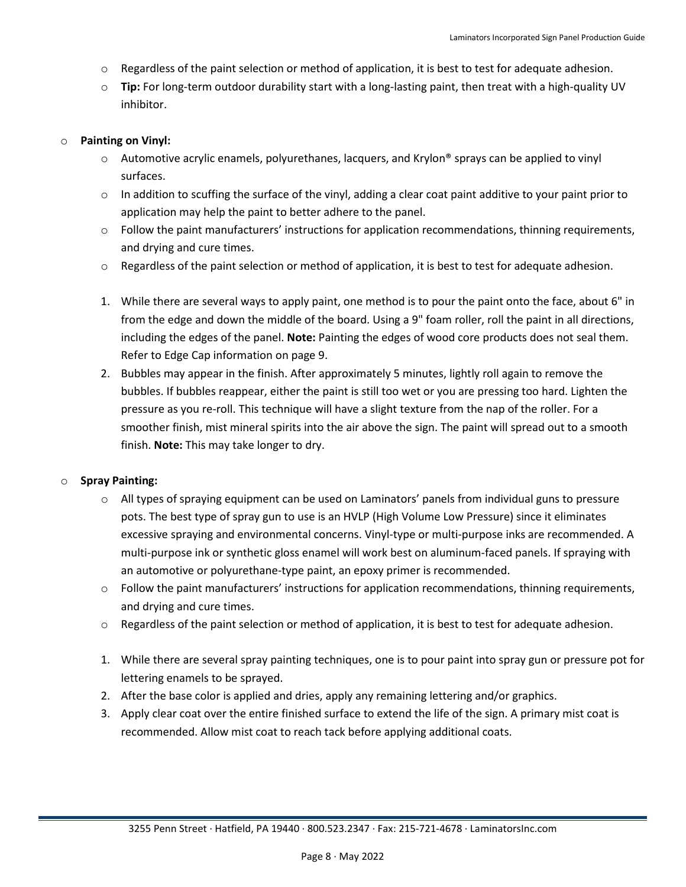- Regardless of the paint selection or method of application, it is best to test for adequate adhesion.
- **Tip:** For long-term outdoor durability start with a long-lasting paint, then treat with a high-quality UV inhibitor.

- **Painting on Vinyl:**
  - Automotive acrylic enamels, polyurethanes, lacquers, and Krylon® sprays can be applied to vinyl surfaces.
  - In addition to scuffing the surface of the vinyl, adding a clear coat paint additive to your paint prior to application may help the paint to better adhere to the panel.
  - Follow the paint manufacturers' instructions for application recommendations, thinning requirements, and drying and cure times.
  - Regardless of the paint selection or method of application, it is best to test for adequate adhesion.

  1. While there are several ways to apply paint, one method is to pour the paint onto the face, about 6" in from the edge and down the middle of the board. Using a 9" foam roller, roll the paint in all directions, including the edges of the panel. **Note:** Painting the edges of wood core products does not seal them. Refer to Edge Cap information on page 9.
  2. Bubbles may appear in the finish. After approximately 5 minutes, lightly roll again to remove the bubbles. If bubbles reappear, either the paint is still too wet or you are pressing too hard. Lighten the pressure as you re-roll. This technique will have a slight texture from the nap of the roller. For a smoother finish, mist mineral spirits into the air above the sign. The paint will spread out to a smooth finish. **Note:** This may take longer to dry.

- **Spray Painting:**
  - All types of spraying equipment can be used on Laminators' panels from individual guns to pressure pots. The best type of spray gun to use is an HVLP (High Volume Low Pressure) since it eliminates excessive spraying and environmental concerns. Vinyl-type or multi-purpose inks are recommended. A multi-purpose ink or synthetic gloss enamel will work best on aluminum-faced panels. If spraying with an automotive or polyurethane-type paint, an epoxy primer is recommended.
  - Follow the paint manufacturers' instructions for application recommendations, thinning requirements, and drying and cure times.
  - Regardless of the paint selection or method of application, it is best to test for adequate adhesion.

  1. While there are several spray painting techniques, one is to pour paint into spray gun or pressure pot for lettering enamels to be sprayed.
  2. After the base color is applied and dries, apply any remaining lettering and/or graphics.
  3. Apply clear coat over the entire finished surface to extend the life of the sign. A primary mist coat is recommended. Allow mist coat to reach tack before applying additional coats.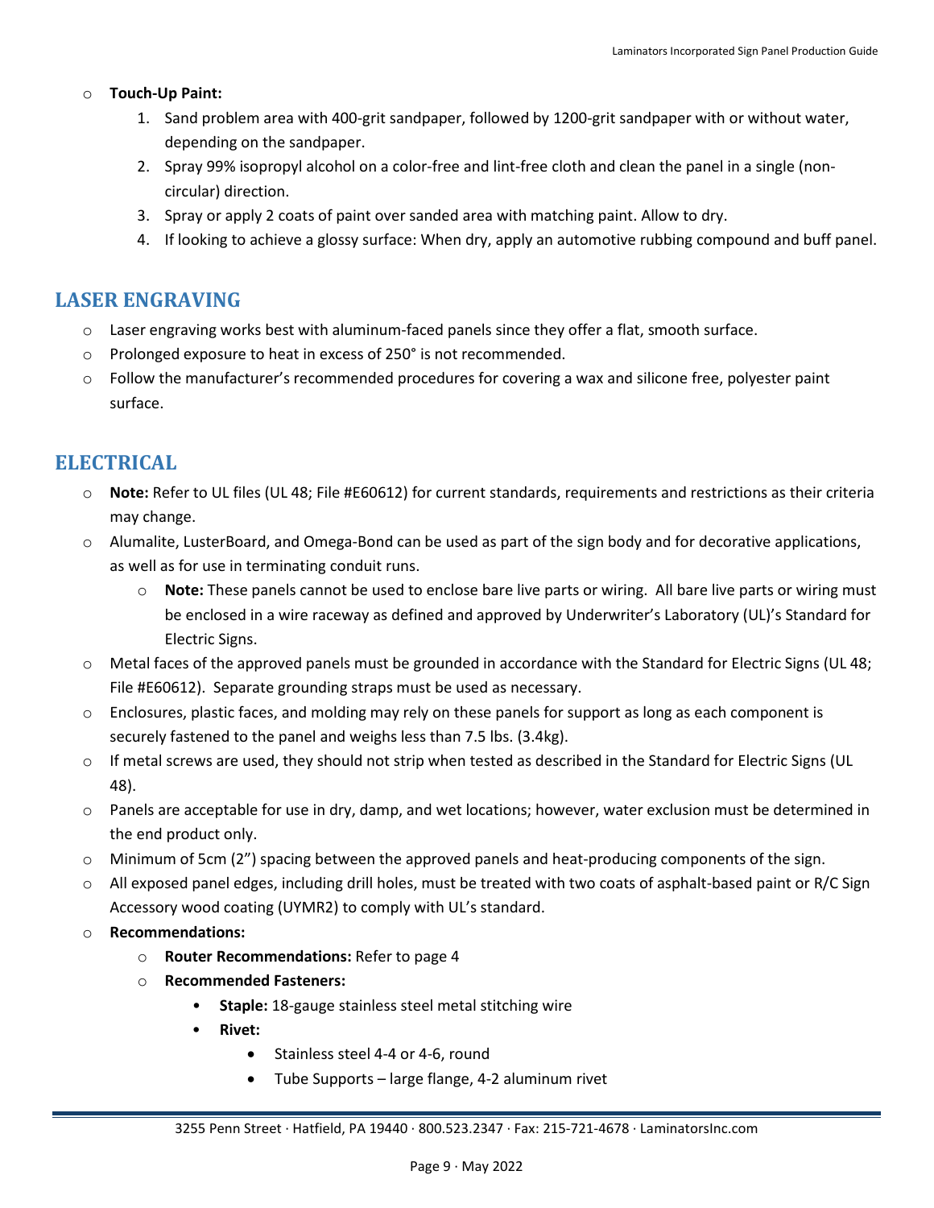- **Touch-Up Paint:**
    1. Sand problem area with 400-grit sandpaper, followed by 1200-grit sandpaper with or without water, depending on the sandpaper.
    2. Spray 99% isopropyl alcohol on a color-free and lint-free cloth and clean the panel in a single (non-circular) direction.
    3. Spray or apply 2 coats of paint over sanded area with matching paint. Allow to dry.
    4. If looking to achieve a glossy surface: When dry, apply an automotive rubbing compound and buff panel.

## LASER ENGRAVING

- Laser engraving works best with aluminum-faced panels since they offer a flat, smooth surface.
- Prolonged exposure to heat in excess of 250° is not recommended.
- Follow the manufacturer's recommended procedures for covering a wax and silicone free, polyester paint surface.

## ELECTRICAL

- **Note:** Refer to UL files (UL 48; File #E60612) for current standards, requirements and restrictions as their criteria may change.
- Alumalite, LusterBoard, and Omega-Bond can be used as part of the sign body and for decorative applications, as well as for use in terminating conduit runs.
    - **Note:** These panels cannot be used to enclose bare live parts or wiring. All bare live parts or wiring must be enclosed in a wire raceway as defined and approved by Underwriter's Laboratory (UL)'s Standard for Electric Signs.
- Metal faces of the approved panels must be grounded in accordance with the Standard for Electric Signs (UL 48; File #E60612). Separate grounding straps must be used as necessary.
- Enclosures, plastic faces, and molding may rely on these panels for support as long as each component is securely fastened to the panel and weighs less than 7.5 lbs. (3.4kg).
- If metal screws are used, they should not strip when tested as described in the Standard for Electric Signs (UL 48).
- Panels are acceptable for use in dry, damp, and wet locations; however, water exclusion must be determined in the end product only.
- Minimum of 5cm (2") spacing between the approved panels and heat-producing components of the sign.
- All exposed panel edges, including drill holes, must be treated with two coats of asphalt-based paint or R/C Sign Accessory wood coating (UYMR2) to comply with UL's standard.
- **Recommendations:**
    - **Router Recommendations:** Refer to page 4
    - **Recommended Fasteners:**
        - **Staple:** 18-gauge stainless steel metal stitching wire
        - **Rivet:**
            - Stainless steel 4-4 or 4-6, round
            - Tube Supports – large flange, 4-2 aluminum rivet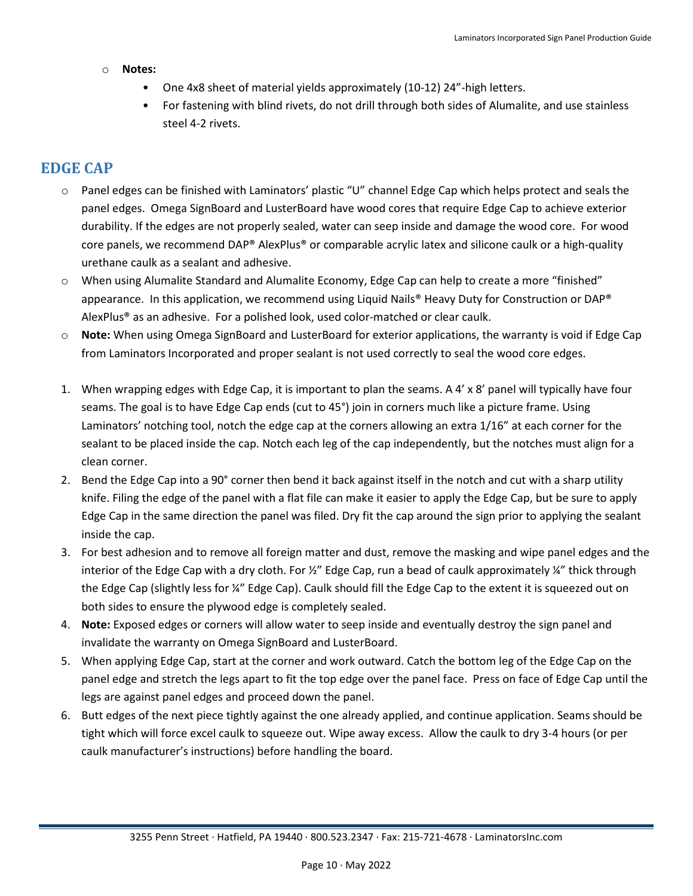- **Notes:**
  - One 4x8 sheet of material yields approximately (10-12) 24”-high letters.
  - For fastening with blind rivets, do not drill through both sides of Alumalite, and use stainless steel 4-2 rivets.

## EDGE CAP

- Panel edges can be finished with Laminators’ plastic “U” channel Edge Cap which helps protect and seals the panel edges. Omega SignBoard and LusterBoard have wood cores that require Edge Cap to achieve exterior durability. If the edges are not properly sealed, water can seep inside and damage the wood core. For wood core panels, we recommend DAP® AlexPlus® or comparable acrylic latex and silicone caulk or a high-quality urethane caulk as a sealant and adhesive.
- When using Alumalite Standard and Alumalite Economy, Edge Cap can help to create a more “finished” appearance. In this application, we recommend using Liquid Nails® Heavy Duty for Construction or DAP® AlexPlus® as an adhesive. For a polished look, used color-matched or clear caulk.
- **Note:** When using Omega SignBoard and LusterBoard for exterior applications, the warranty is void if Edge Cap from Laminators Incorporated and proper sealant is not used correctly to seal the wood core edges.

1. When wrapping edges with Edge Cap, it is important to plan the seams. A 4’ x 8’ panel will typically have four seams. The goal is to have Edge Cap ends (cut to 45°) join in corners much like a picture frame. Using Laminators’ notching tool, notch the edge cap at the corners allowing an extra 1/16” at each corner for the sealant to be placed inside the cap. Notch each leg of the cap independently, but the notches must align for a clean corner.
2. Bend the Edge Cap into a 90° corner then bend it back against itself in the notch and cut with a sharp utility knife. Filing the edge of the panel with a flat file can make it easier to apply the Edge Cap, but be sure to apply Edge Cap in the same direction the panel was filed. Dry fit the cap around the sign prior to applying the sealant inside the cap.
3. For best adhesion and to remove all foreign matter and dust, remove the masking and wipe panel edges and the interior of the Edge Cap with a dry cloth. For ½” Edge Cap, run a bead of caulk approximately ¼” thick through the Edge Cap (slightly less for ¼” Edge Cap). Caulk should fill the Edge Cap to the extent it is squeezed out on both sides to ensure the plywood edge is completely sealed.
4. **Note:** Exposed edges or corners will allow water to seep inside and eventually destroy the sign panel and invalidate the warranty on Omega SignBoard and LusterBoard.
5. When applying Edge Cap, start at the corner and work outward. Catch the bottom leg of the Edge Cap on the panel edge and stretch the legs apart to fit the top edge over the panel face. Press on face of Edge Cap until the legs are against panel edges and proceed down the panel.
6. Butt edges of the next piece tightly against the one already applied, and continue application. Seams should be tight which will force excel caulk to squeeze out. Wipe away excess. Allow the caulk to dry 3-4 hours (or per caulk manufacturer’s instructions) before handling the board.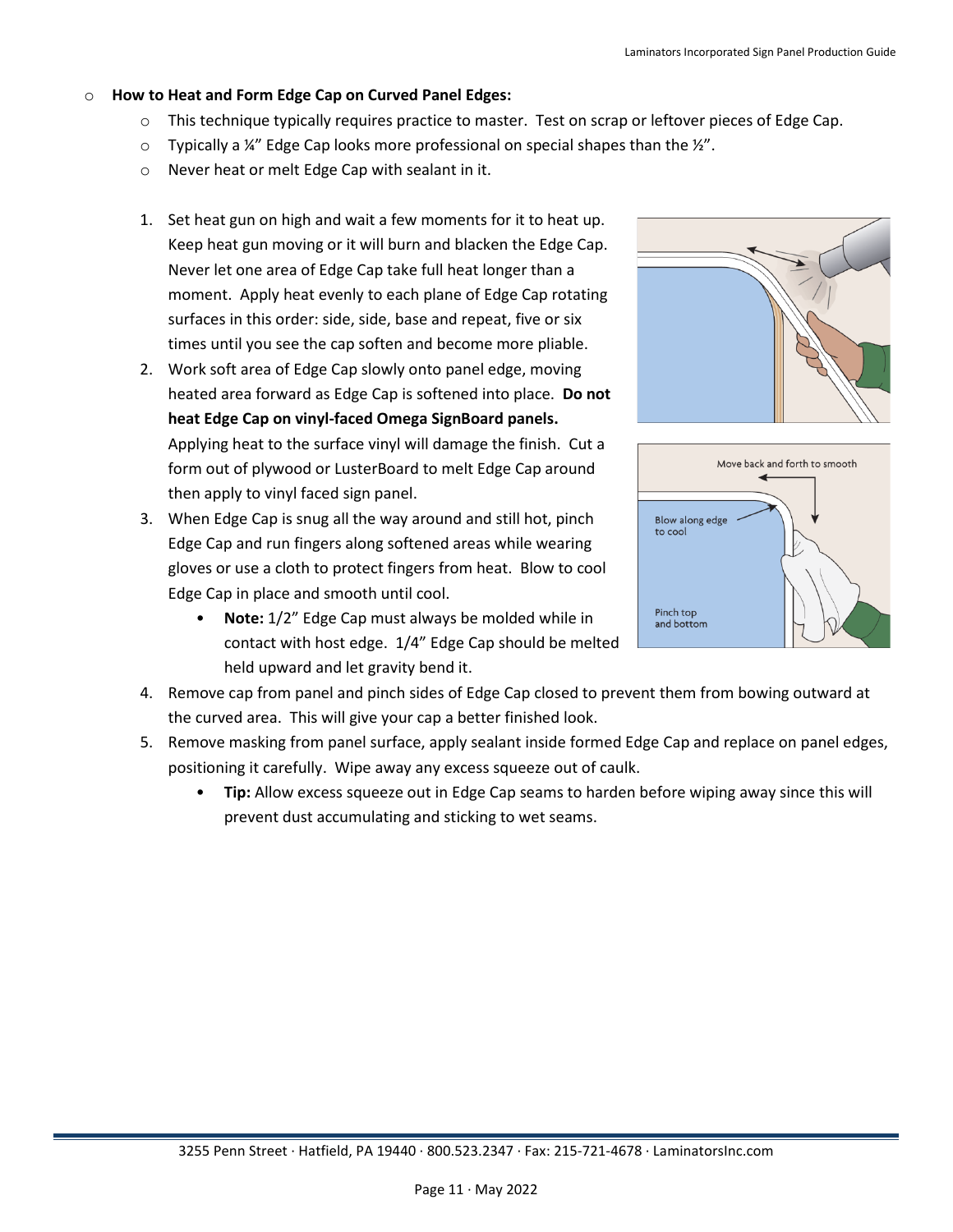- **How to Heat and Form Edge Cap on Curved Panel Edges:**
  - This technique typically requires practice to master. Test on scrap or leftover pieces of Edge Cap.
  - Typically a ¼" Edge Cap looks more professional on special shapes than the ½".
  - Never heat or melt Edge Cap with sealant in it.

1. Set heat gun on high and wait a few moments for it to heat up. Keep heat gun moving or it will burn and blacken the Edge Cap. Never let one area of Edge Cap take full heat longer than a moment. Apply heat evenly to each plane of Edge Cap rotating surfaces in this order: side, side, base and repeat, five or six times until you see the cap soften and become more pliable.
2. Work soft area of Edge Cap slowly onto panel edge, moving heated area forward as Edge Cap is softened into place. **Do not heat Edge Cap on vinyl-faced Omega SignBoard panels.** Applying heat to the surface vinyl will damage the finish. Cut a form out of plywood or LusterBoard to melt Edge Cap around then apply to vinyl faced sign panel.
3. When Edge Cap is snug all the way around and still hot, pinch Edge Cap and run fingers along softened areas while wearing gloves or use a cloth to protect fingers from heat. Blow to cool Edge Cap in place and smooth until cool.
   - **Note:** 1/2" Edge Cap must always be molded while in contact with host edge. 1/4" Edge Cap should be melted held upward and let gravity bend it.
4. Remove cap from panel and pinch sides of Edge Cap closed to prevent them from bowing outward at the curved area. This will give your cap a better finished look.
5. Remove masking from panel surface, apply sealant inside formed Edge Cap and replace on panel edges, positioning it carefully. Wipe away any excess squeeze out of caulk.
   - **Tip:** Allow excess squeeze out in Edge Cap seams to harden before wiping away since this will prevent dust accumulating and sticking to wet seams.

3255 Penn Street · Hatfield, PA 19440 · 800.523.2347 · Fax: 215-721-4678 · LaminatorsInc.com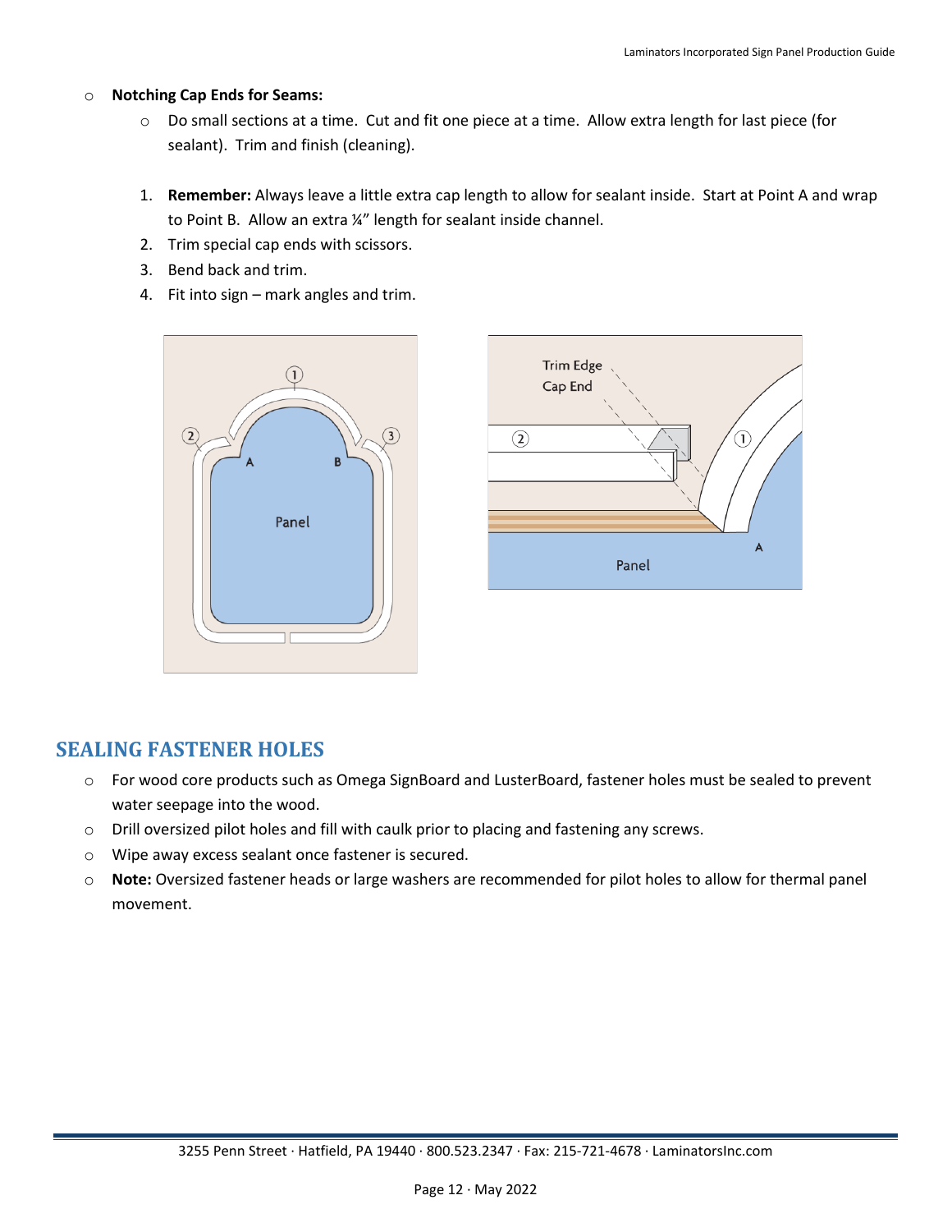- **Notching Cap Ends for Seams:**
  - Do small sections at a time. Cut and fit one piece at a time. Allow extra length for last piece (for sealant). Trim and finish (cleaning).

1. **Remember:** Always leave a little extra cap length to allow for sealant inside. Start at Point A and wrap to Point B. Allow an extra ¼" length for sealant inside channel.
2. Trim special cap ends with scissors.
3. Bend back and trim.
4. Fit into sign – mark angles and trim.

## SEALING FASTENER HOLES

- For wood core products such as Omega SignBoard and LusterBoard, fastener holes must be sealed to prevent water seepage into the wood.
- Drill oversized pilot holes and fill with caulk prior to placing and fastening any screws.
- Wipe away excess sealant once fastener is secured.
- **Note:** Oversized fastener heads or large washers are recommended for pilot holes to allow for thermal panel movement.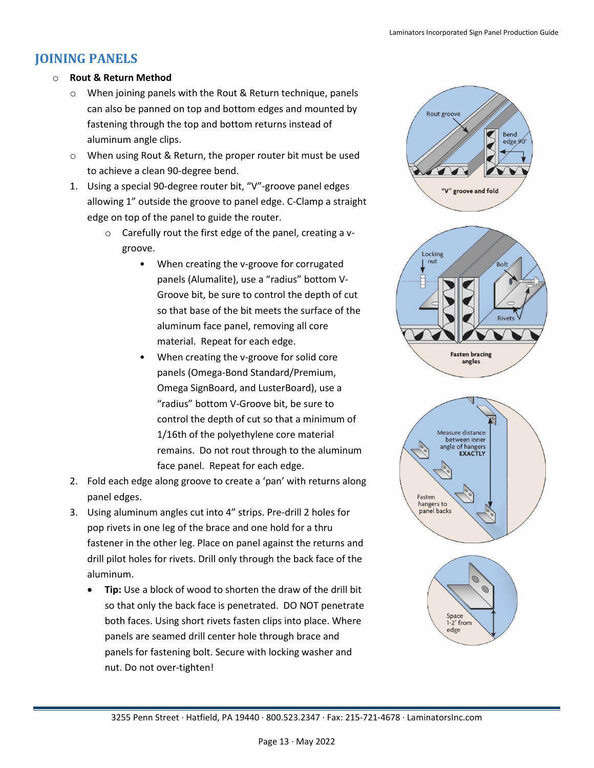## JOINING PANELS

- **Rout & Return Method**
  - When joining panels with the Rout & Return technique, panels can also be panned on top and bottom edges and mounted by fastening through the top and bottom returns instead of aluminum angle clips.
  - When using Rout & Return, the proper router bit must be used to achieve a clean 90-degree bend.

1. Using a special 90-degree router bit, "V"-groove panel edges allowing 1" outside the groove to panel edge. C-Clamp a straight edge on top of the panel to guide the router.
   - Carefully rout the first edge of the panel, creating a v-groove.
     - When creating the v-groove for corrugated panels (Alumalite), use a "radius" bottom V-Groove bit, be sure to control the depth of cut so that base of the bit meets the surface of the aluminum face panel, removing all core material. Repeat for each edge.
     - When creating the v-groove for solid core panels (Omega-Bond Standard/Premium, Omega SignBoard, and LusterBoard), use a "radius" bottom V-Groove bit, be sure to control the depth of cut so that a minimum of 1/16th of the polyethylene core material remains. Do not rout through to the aluminum face panel. Repeat for each edge.
2. Fold each edge along groove to create a 'pan' with returns along panel edges.
3. Using aluminum angles cut into 4" strips. Pre-drill 2 holes for pop rivets in one leg of the brace and one hold for a thru fastener in the other leg. Place on panel against the returns and drill pilot holes for rivets. Drill only through the back face of the aluminum.
   - **Tip:** Use a block of wood to shorten the draw of the drill bit so that only the back face is penetrated. DO NOT penetrate both faces. Using short rivets fasten clips into place. Where panels are seamed drill center hole through brace and panels for fastening bolt. Secure with locking washer and nut. Do not over-tighten!

Rout groove
Bend edge 90°
"V" groove and fold

Locking nut
Bolt
Rivets
Fasten bracing angles

Measure distance between inner angle of hangers EXACTLY
Fasten hangers to panel backs

Space 1-2" from edge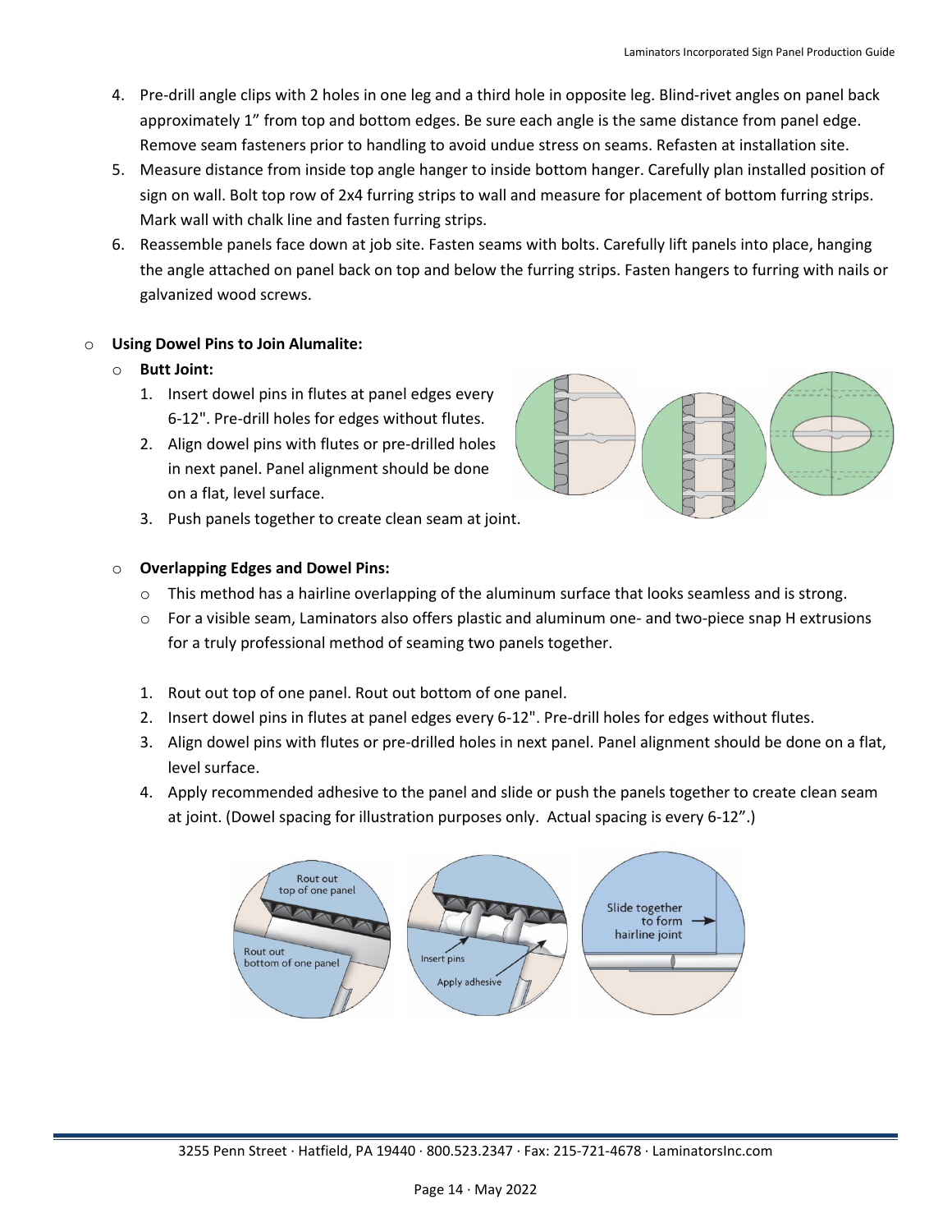4. Pre-drill angle clips with 2 holes in one leg and a third hole in opposite leg. Blind-rivet angles on panel back approximately 1" from top and bottom edges. Be sure each angle is the same distance from panel edge. Remove seam fasteners prior to handling to avoid undue stress on seams. Refasten at installation site.
5. Measure distance from inside top angle hanger to inside bottom hanger. Carefully plan installed position of sign on wall. Bolt top row of 2x4 furring strips to wall and measure for placement of bottom furring strips. Mark wall with chalk line and fasten furring strips.
6. Reassemble panels face down at job site. Fasten seams with bolts. Carefully lift panels into place, hanging the angle attached on panel back on top and below the furring strips. Fasten hangers to furring with nails or galvanized wood screws.

- **Using Dowel Pins to Join Alumalite:**
  - **Butt Joint:**
    1. Insert dowel pins in flutes at panel edges every 6-12". Pre-drill holes for edges without flutes.
    2. Align dowel pins with flutes or pre-drilled holes in next panel. Panel alignment should be done on a flat, level surface.
    3. Push panels together to create clean seam at joint.
  - **Overlapping Edges and Dowel Pins:**
    - This method has a hairline overlapping of the aluminum surface that looks seamless and is strong.
    - For a visible seam, Laminators also offers plastic and aluminum one- and two-piece snap H extrusions for a truly professional method of seaming two panels together.

    1. Rout out top of one panel. Rout out bottom of one panel.
    2. Insert dowel pins in flutes at panel edges every 6-12". Pre-drill holes for edges without flutes.
    3. Align dowel pins with flutes or pre-drilled holes in next panel. Panel alignment should be done on a flat, level surface.
    4. Apply recommended adhesive to the panel and slide or push the panels together to create clean seam at joint. (Dowel spacing for illustration purposes only. Actual spacing is every 6-12".)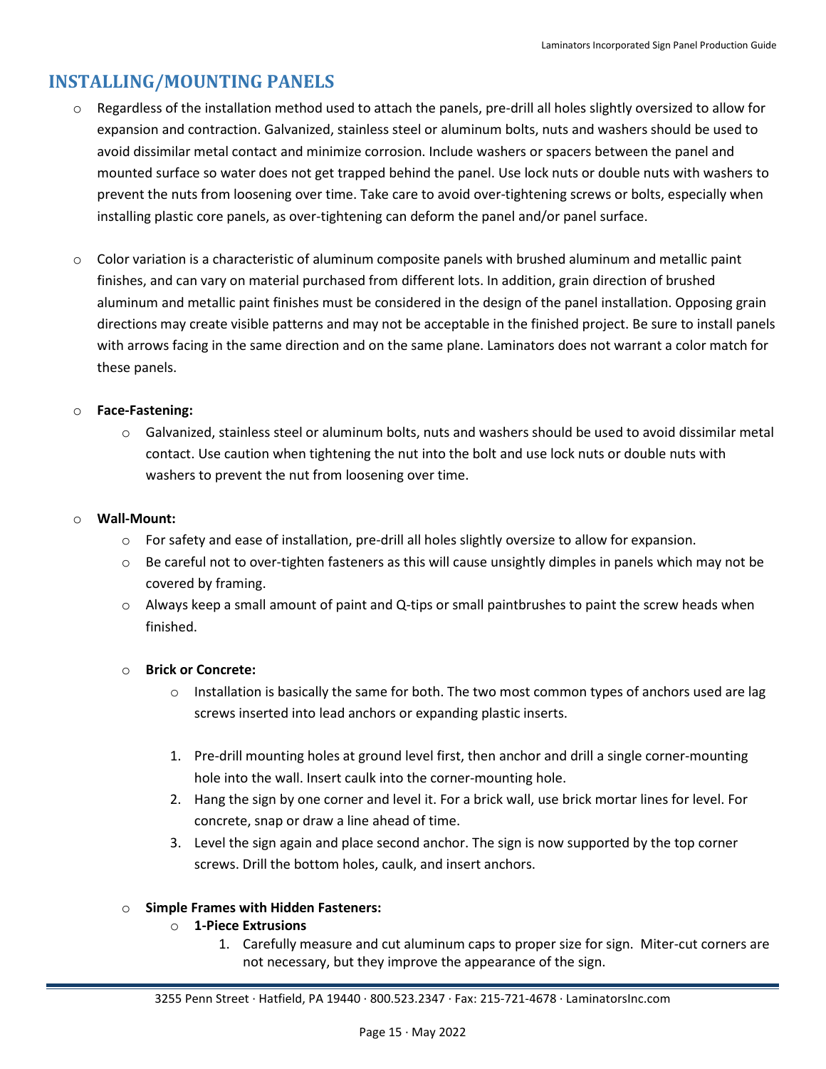## INSTALLING/MOUNTING PANELS

- Regardless of the installation method used to attach the panels, pre-drill all holes slightly oversized to allow for expansion and contraction. Galvanized, stainless steel or aluminum bolts, nuts and washers should be used to avoid dissimilar metal contact and minimize corrosion. Include washers or spacers between the panel and mounted surface so water does not get trapped behind the panel. Use lock nuts or double nuts with washers to prevent the nuts from loosening over time. Take care to avoid over-tightening screws or bolts, especially when installing plastic core panels, as over-tightening can deform the panel and/or panel surface.

- Color variation is a characteristic of aluminum composite panels with brushed aluminum and metallic paint finishes, and can vary on material purchased from different lots. In addition, grain direction of brushed aluminum and metallic paint finishes must be considered in the design of the panel installation. Opposing grain directions may create visible patterns and may not be acceptable in the finished project. Be sure to install panels with arrows facing in the same direction and on the same plane. Laminators does not warrant a color match for these panels.

- **Face-Fastening:**
  - Galvanized, stainless steel or aluminum bolts, nuts and washers should be used to avoid dissimilar metal contact. Use caution when tightening the nut into the bolt and use lock nuts or double nuts with washers to prevent the nut from loosening over time.

- **Wall-Mount:**
  - For safety and ease of installation, pre-drill all holes slightly oversize to allow for expansion.
  - Be careful not to over-tighten fasteners as this will cause unsightly dimples in panels which may not be covered by framing.
  - Always keep a small amount of paint and Q-tips or small paintbrushes to paint the screw heads when finished.

  - **Brick or Concrete:**
    - Installation is basically the same for both. The two most common types of anchors used are lag screws inserted into lead anchors or expanding plastic inserts.

    1. Pre-drill mounting holes at ground level first, then anchor and drill a single corner-mounting hole into the wall. Insert caulk into the corner-mounting hole.
    2. Hang the sign by one corner and level it. For a brick wall, use brick mortar lines for level. For concrete, snap or draw a line ahead of time.
    3. Level the sign again and place second anchor. The sign is now supported by the top corner screws. Drill the bottom holes, caulk, and insert anchors.

  - **Simple Frames with Hidden Fasteners:**
    - **1-Piece Extrusions**
      1. Carefully measure and cut aluminum caps to proper size for sign. Miter-cut corners are not necessary, but they improve the appearance of the sign.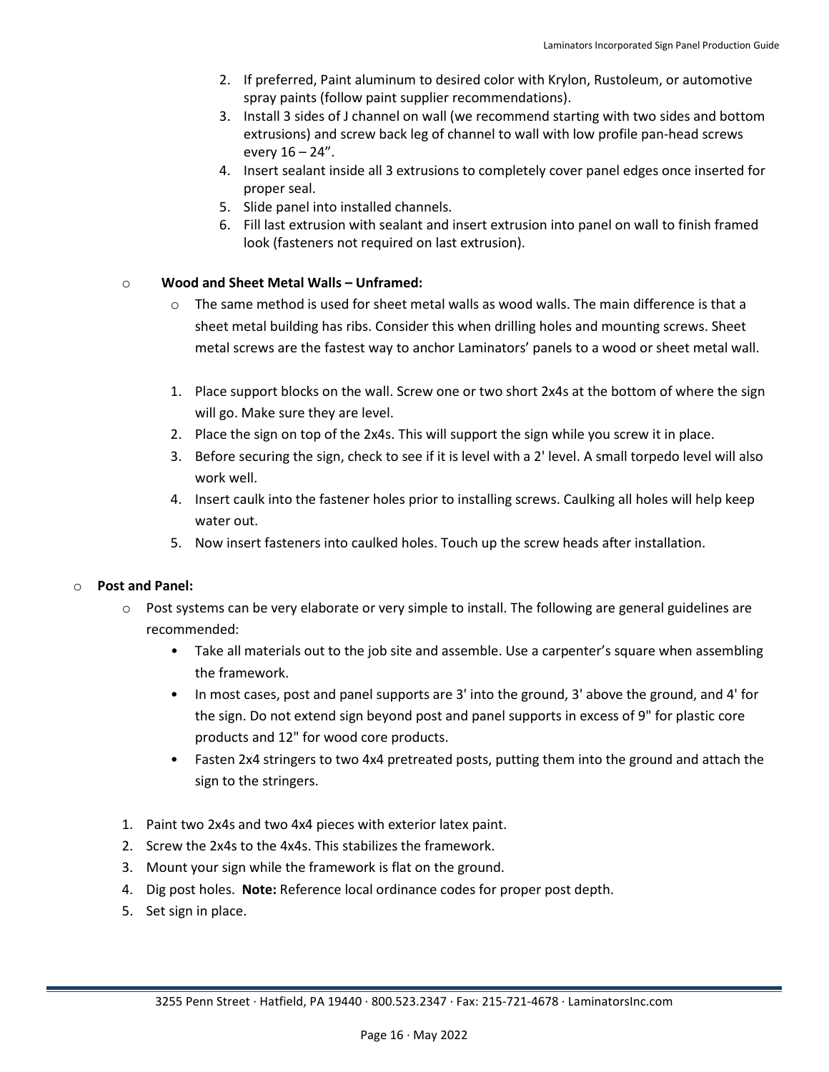2. If preferred, Paint aluminum to desired color with Krylon, Rustoleum, or automotive spray paints (follow paint supplier recommendations).
3. Install 3 sides of J channel on wall (we recommend starting with two sides and bottom extrusions) and screw back leg of channel to wall with low profile pan-head screws every 16 – 24”.
4. Insert sealant inside all 3 extrusions to completely cover panel edges once inserted for proper seal.
5. Slide panel into installed channels.
6. Fill last extrusion with sealant and insert extrusion into panel on wall to finish framed look (fasteners not required on last extrusion).

- **Wood and Sheet Metal Walls – Unframed:**
  - The same method is used for sheet metal walls as wood walls. The main difference is that a sheet metal building has ribs. Consider this when drilling holes and mounting screws. Sheet metal screws are the fastest way to anchor Laminators’ panels to a wood or sheet metal wall.

1. Place support blocks on the wall. Screw one or two short 2x4s at the bottom of where the sign will go. Make sure they are level.
2. Place the sign on top of the 2x4s. This will support the sign while you screw it in place.
3. Before securing the sign, check to see if it is level with a 2' level. A small torpedo level will also work well.
4. Insert caulk into the fastener holes prior to installing screws. Caulking all holes will help keep water out.
5. Now insert fasteners into caulked holes. Touch up the screw heads after installation.

- **Post and Panel:**
  - Post systems can be very elaborate or very simple to install. The following are general guidelines are recommended:
    - Take all materials out to the job site and assemble. Use a carpenter’s square when assembling the framework.
    - In most cases, post and panel supports are 3' into the ground, 3' above the ground, and 4' for the sign. Do not extend sign beyond post and panel supports in excess of 9" for plastic core products and 12" for wood core products.
    - Fasten 2x4 stringers to two 4x4 pretreated posts, putting them into the ground and attach the sign to the stringers.

1. Paint two 2x4s and two 4x4 pieces with exterior latex paint.
2. Screw the 2x4s to the 4x4s. This stabilizes the framework.
3. Mount your sign while the framework is flat on the ground.
4. Dig post holes. **Note:** Reference local ordinance codes for proper post depth.
5. Set sign in place.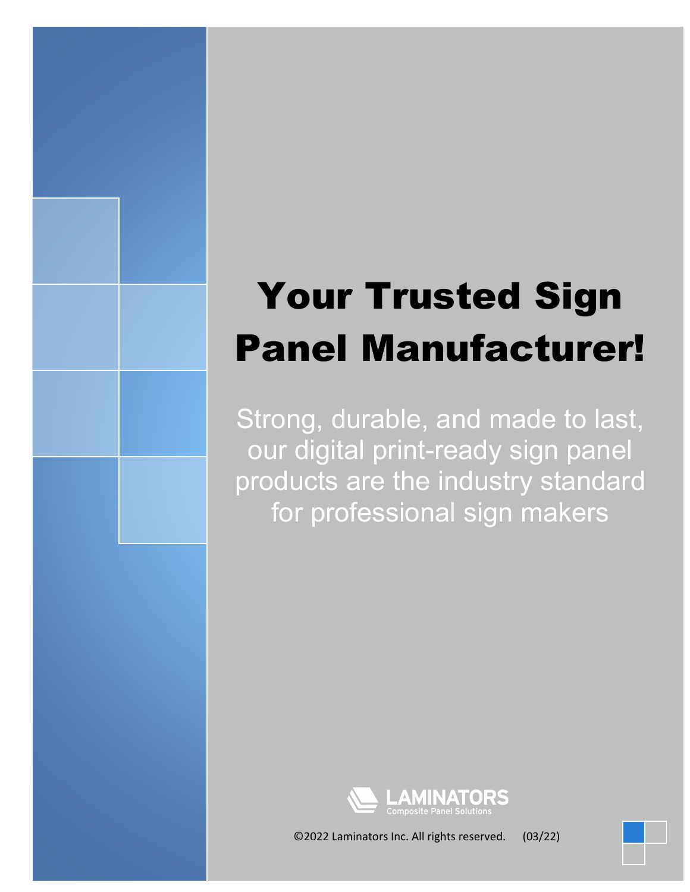# Your Trusted Sign Panel Manufacturer!

Strong, durable, and made to last, our digital print-ready sign panel products are the industry standard for professional sign makers

LAMINATORS
Composite Panel Solutions

©2022 Laminators Inc. All rights reserved. (03/22)